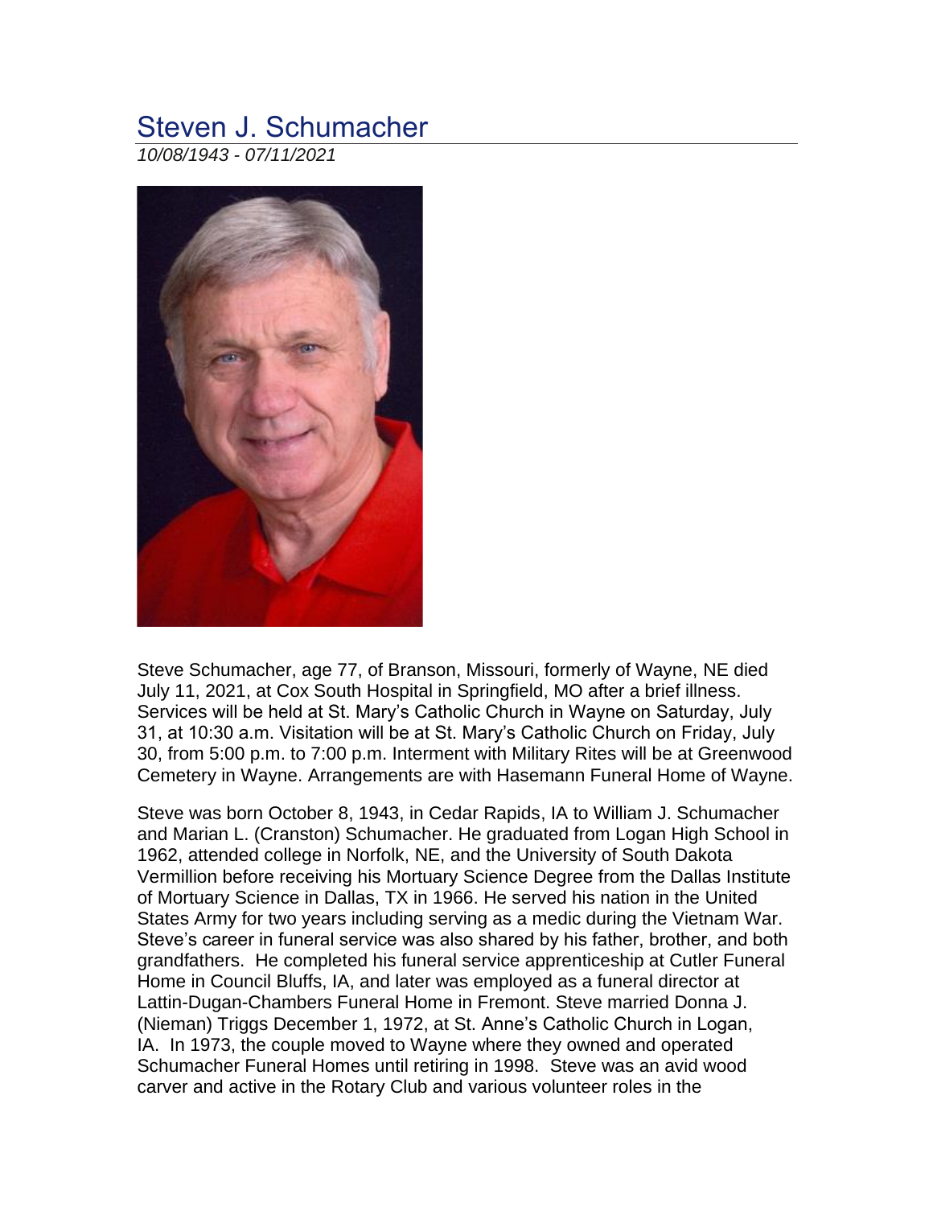# Steven J. Schumacher

*10/08/1943 - 07/11/2021*

Steve Schumacher, age 77, of Branson, Missouri, formerly of Wayne, NE died July 11, 2021, at Cox South Hospital in Springfield, MO after a brief illness. Services will be held at St. Mary's Catholic Church in Wayne on Saturday, July 31, at 10:30 a.m. Visitation will be at St. Mary's Catholic Church on Friday, July 30, from 5:00 p.m. to 7:00 p.m. Interment with Military Rites will be at Greenwood Cemetery in Wayne. Arrangements are with Hasemann Funeral Home of Wayne.

Steve was born October 8, 1943, in Cedar Rapids, IA to William J. Schumacher and Marian L. (Cranston) Schumacher. He graduated from Logan High School in 1962, attended college in Norfolk, NE, and the University of South Dakota Vermillion before receiving his Mortuary Science Degree from the Dallas Institute of Mortuary Science in Dallas, TX in 1966. He served his nation in the United States Army for two years including serving as a medic during the Vietnam War. Steve's career in funeral service was also shared by his father, brother, and both grandfathers. He completed his funeral service apprenticeship at Cutler Funeral Home in Council Bluffs, IA, and later was employed as a funeral director at Lattin-Dugan-Chambers Funeral Home in Fremont. Steve married Donna J. (Nieman) Triggs December 1, 1972, at St. Anne's Catholic Church in Logan, IA. In 1973, the couple moved to Wayne where they owned and operated Schumacher Funeral Homes until retiring in 1998. Steve was an avid wood carver and active in the Rotary Club and various volunteer roles in the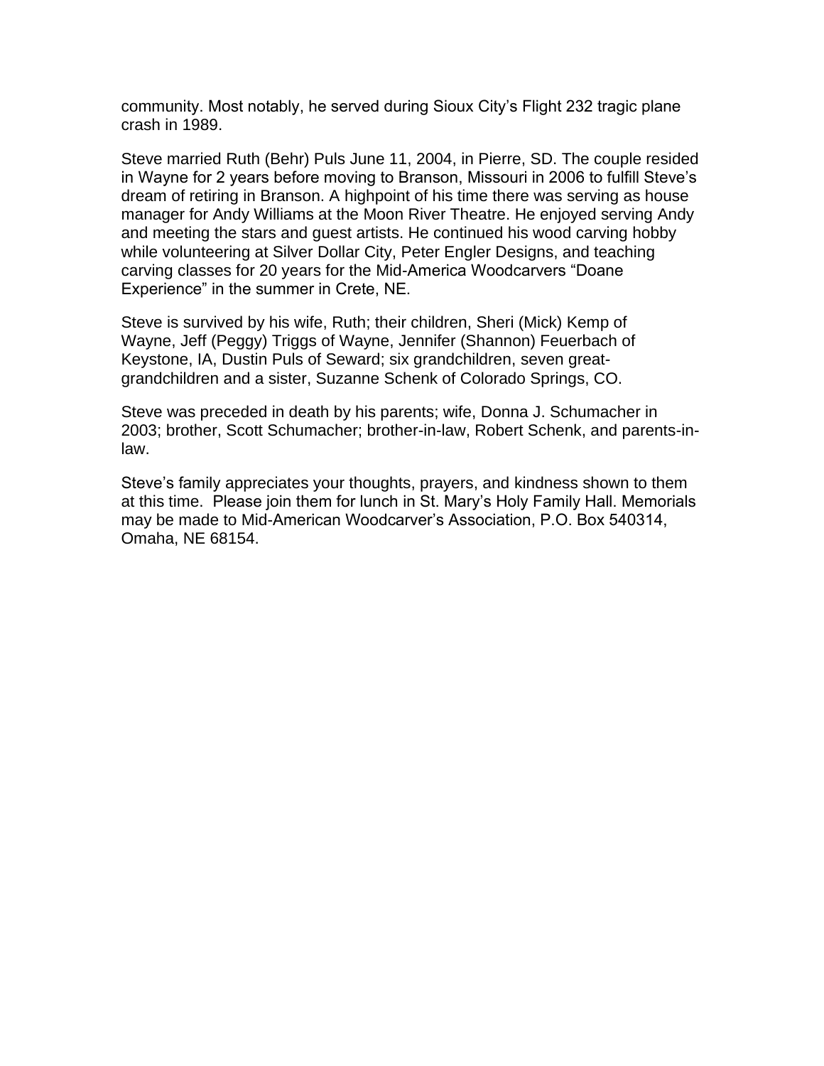community. Most notably, he served during Sioux City's Flight 232 tragic plane crash in 1989.

Steve married Ruth (Behr) Puls June 11, 2004, in Pierre, SD. The couple resided in Wayne for 2 years before moving to Branson, Missouri in 2006 to fulfill Steve's dream of retiring in Branson. A highpoint of his time there was serving as house manager for Andy Williams at the Moon River Theatre. He enjoyed serving Andy and meeting the stars and guest artists. He continued his wood carving hobby while volunteering at Silver Dollar City, Peter Engler Designs, and teaching carving classes for 20 years for the Mid-America Woodcarvers "Doane Experience" in the summer in Crete, NE.

Steve is survived by his wife, Ruth; their children, Sheri (Mick) Kemp of Wayne, Jeff (Peggy) Triggs of Wayne, Jennifer (Shannon) Feuerbach of Keystone, IA, Dustin Puls of Seward; six grandchildren, seven great-grandchildren and a sister, Suzanne Schenk of Colorado Springs, CO.

Steve was preceded in death by his parents; wife, Donna J. Schumacher in 2003; brother, Scott Schumacher; brother-in-law, Robert Schenk, and parents-in-law.

Steve's family appreciates your thoughts, prayers, and kindness shown to them at this time. Please join them for lunch in St. Mary's Holy Family Hall. Memorials may be made to Mid-American Woodcarver's Association, P.O. Box 540314, Omaha, NE 68154.